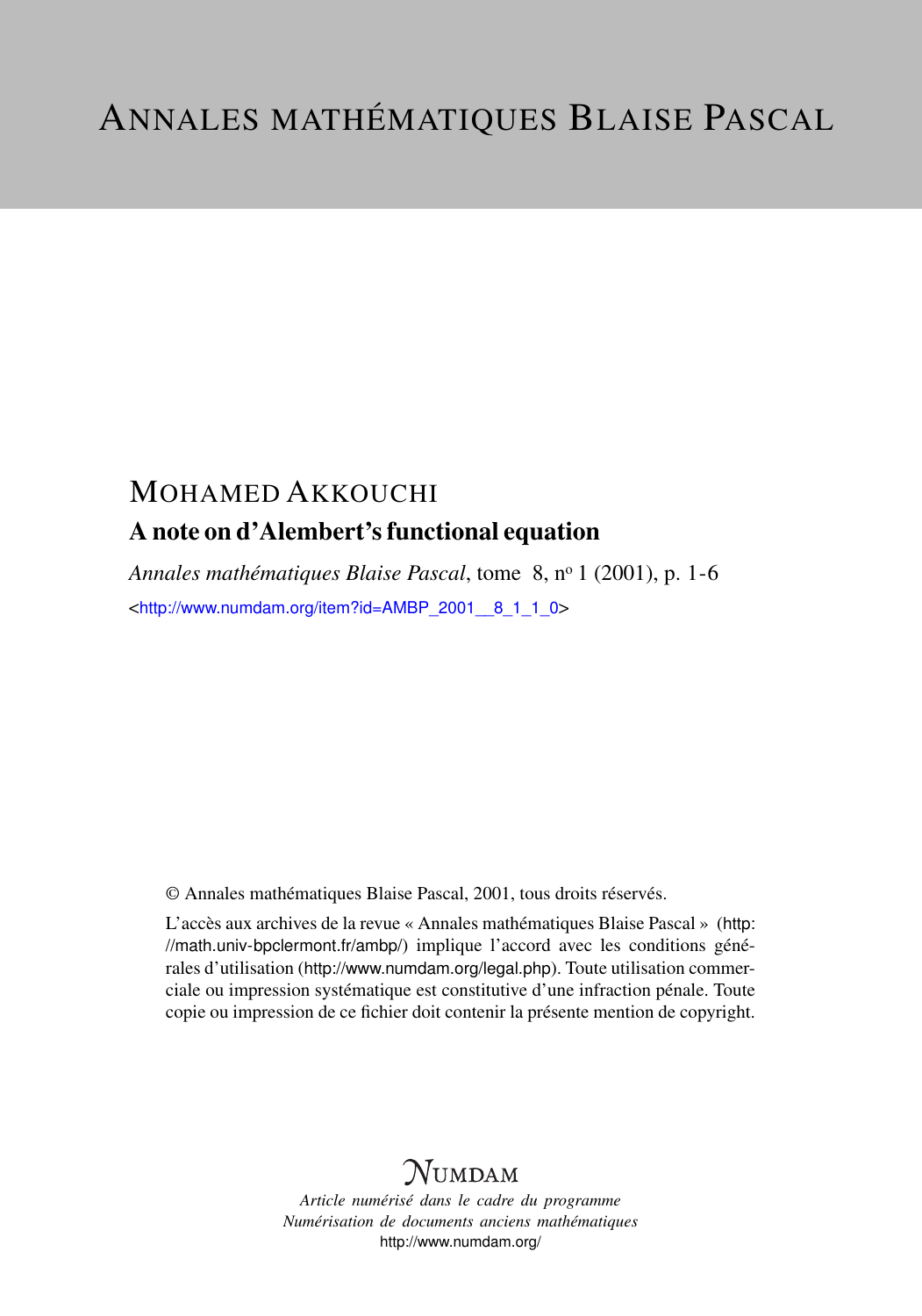# ANNALES MATHÉMATIQUES BLAISE PASCAL

## MOHAMED AKKOUCHI

### A note on d'Alembert's functional equation

*Annales mathématiques Blaise Pascal*, tome 8, nº 1 (2001), p. 1-6

<http://www.numdam.org/item?id=AMBP_2001__8_1_1_0>

© Annales mathématiques Blaise Pascal, 2001, tous droits réservés.

L'accès aux archives de la revue « Annales mathématiques Blaise Pascal » (http://math.univ-bpclermont.fr/ambp/) implique l'accord avec les conditions générales d'utilisation (http://www.numdam.org/legal.php). Toute utilisation commerciale ou impression systématique est constitutive d'une infraction pénale. Toute copie ou impression de ce fichier doit contenir la présente mention de copyright.

NUMDAM

*Article numérisé dans le cadre du programme*
*Numérisation de documents anciens mathématiques*
http://www.numdam.org/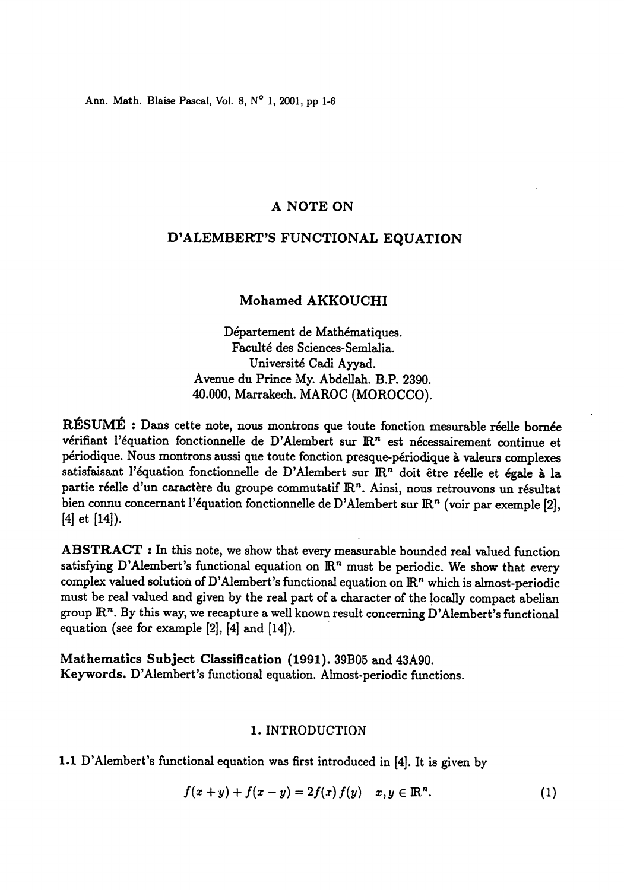# A NOTE ON

# D'ALEMBERT'S FUNCTIONAL EQUATION

**Mohamed AKKOUCHI**

Département de Mathématiques.
Faculté des Sciences-Semlalia.
Université Cadi Ayyad.
Avenue du Prince My. Abdellah. B.P. 2390.
40.000, Marrakech. MAROC (MOROCCO).

**RÉSUMÉ :** Dans cette note, nous montrons que toute fonction mesurable réelle bornée vérifiant l'équation fonctionnelle de D'Alembert sur $\mathbb{R}^n$ est nécessairement continue et périodique. Nous montrons aussi que toute fonction presque-périodique à valeurs complexes satisfaisant l'équation fonctionnelle de D'Alembert sur $\mathbb{R}^n$ doit être réelle et égale à la partie réelle d'un caractère du groupe commutatif $\mathbb{R}^n$. Ainsi, nous retrouvons un résultat bien connu concernant l'équation fonctionnelle de D'Alembert sur $\mathbb{R}^n$ (voir par exemple [2], [4] et [14]).

**ABSTRACT :** In this note, we show that every measurable bounded real valued function satisfying D'Alembert's functional equation on $\mathbb{R}^n$ must be periodic. We show that every complex valued solution of D'Alembert's functional equation on $\mathbb{R}^n$ which is almost-periodic must be real valued and given by the real part of a character of the locally compact abelian group $\mathbb{R}^n$. By this way, we recapture a well known result concerning D'Alembert's functional equation (see for example [2], [4] and [14]).

**Mathematics Subject Classification (1991).** 39B05 and 43A90.
**Keywords.** D'Alembert's functional equation. Almost-periodic functions.

## 1. INTRODUCTION

**1.1** D'Alembert's functional equation was first introduced in [4]. It is given by

$$f(x+y) + f(x-y) = 2f(x)f(y) \quad x, y \in \mathbb{R}^n. \tag{1}$$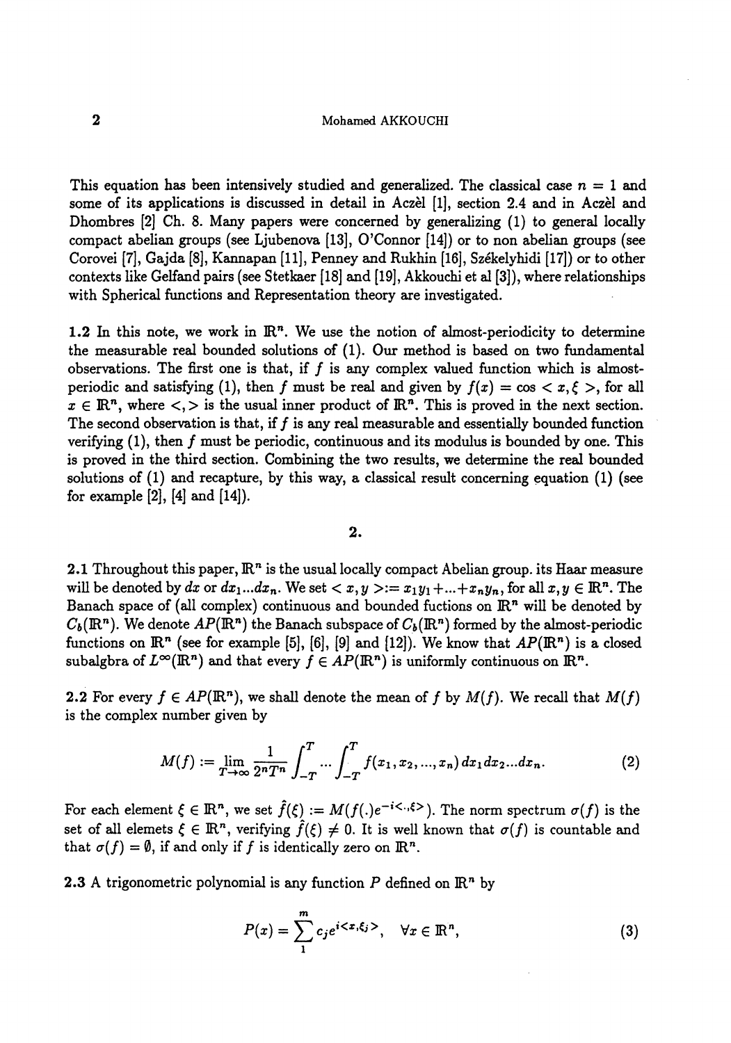This equation has been intensively studied and generalized. The classical case $n = 1$ and some of its applications is discussed in detail in Aczèl [1], section 2.4 and in Aczèl and Dhombres [2] Ch. 8. Many papers were concerned by generalizing (1) to general locally compact abelian groups (see Ljubenova [13], O'Connor [14]) or to non abelian groups (see Corovei [7], Gajda [8], Kannapan [11], Penney and Rukhin [16], Székelyhidi [17]) or to other contexts like Gelfand pairs (see Stetkaer [18] and [19], Akkouchi et al [3]), where relationships with Spherical functions and Representation theory are investigated.

**1.2** In this note, we work in $\mathbb{R}^n$. We use the notion of almost-periodicity to determine the measurable real bounded solutions of (1). Our method is based on two fundamental observations. The first one is that, if $f$ is any complex valued function which is almost-periodic and satisfying (1), then $f$ must be real and given by $f(x) = \cos < x, \xi >$, for all $x \in \mathbb{R}^n$, where $<, >$ is the usual inner product of $\mathbb{R}^n$. This is proved in the next section. The second observation is that, if $f$ is any real measurable and essentially bounded function verifying (1), then $f$ must be periodic, continuous and its modulus is bounded by one. This is proved in the third section. Combining the two results, we determine the real bounded solutions of (1) and recapture, by this way, a classical result concerning equation (1) (see for example [2], [4] and [14]).

## 2.

**2.1** Throughout this paper, $\mathbb{R}^n$ is the usual locally compact Abelian group. its Haar measure will be denoted by $dx$ or $dx_1...dx_n$. We set $< x, y >:= x_1y_1 + ... + x_ny_n$, for all $x, y \in \mathbb{R}^n$. The Banach space of (all complex) continuous and bounded fuctions on $\mathbb{R}^n$ will be denoted by $C_b(\mathbb{R}^n)$. We denote $AP(\mathbb{R}^n)$ the Banach subspace of $C_b(\mathbb{R}^n)$ formed by the almost-periodic functions on $\mathbb{R}^n$ (see for example [5], [6], [9] and [12]). We know that $AP(\mathbb{R}^n)$ is a closed subalgbra of $L^\infty(\mathbb{R}^n)$ and that every $f \in AP(\mathbb{R}^n)$ is uniformly continuous on $\mathbb{R}^n$.

**2.2** For every $f \in AP(\mathbb{R}^n)$, we shall denote the mean of $f$ by $M(f)$. We recall that $M(f)$ is the complex number given by

$$M(f) := \lim_{T\to\infty} \frac{1}{2^n T^n} \int_{-T}^{T} ... \int_{-T}^{T} f(x_1, x_2, ..., x_n)\, dx_1 dx_2 ... dx_n. \tag{2}$$

For each element $\xi \in \mathbb{R}^n$, we set $\hat{f}(\xi) := M(f(.)e^{-i<.,\xi>})$. The norm spectrum $\sigma(f)$ is the set of all elemets $\xi \in \mathbb{R}^n$, verifying $\hat{f}(\xi) \neq 0$. It is well known that $\sigma(f)$ is countable and that $\sigma(f) = \emptyset$, if and only if $f$ is identically zero on $\mathbb{R}^n$.

**2.3** A trigonometric polynomial is any function $P$ defined on $\mathbb{R}^n$ by

$$P(x) = \sum_{1}^{m} c_j e^{i<x,\xi_j>}, \quad \forall x \in \mathbb{R}^n, \tag{3}$$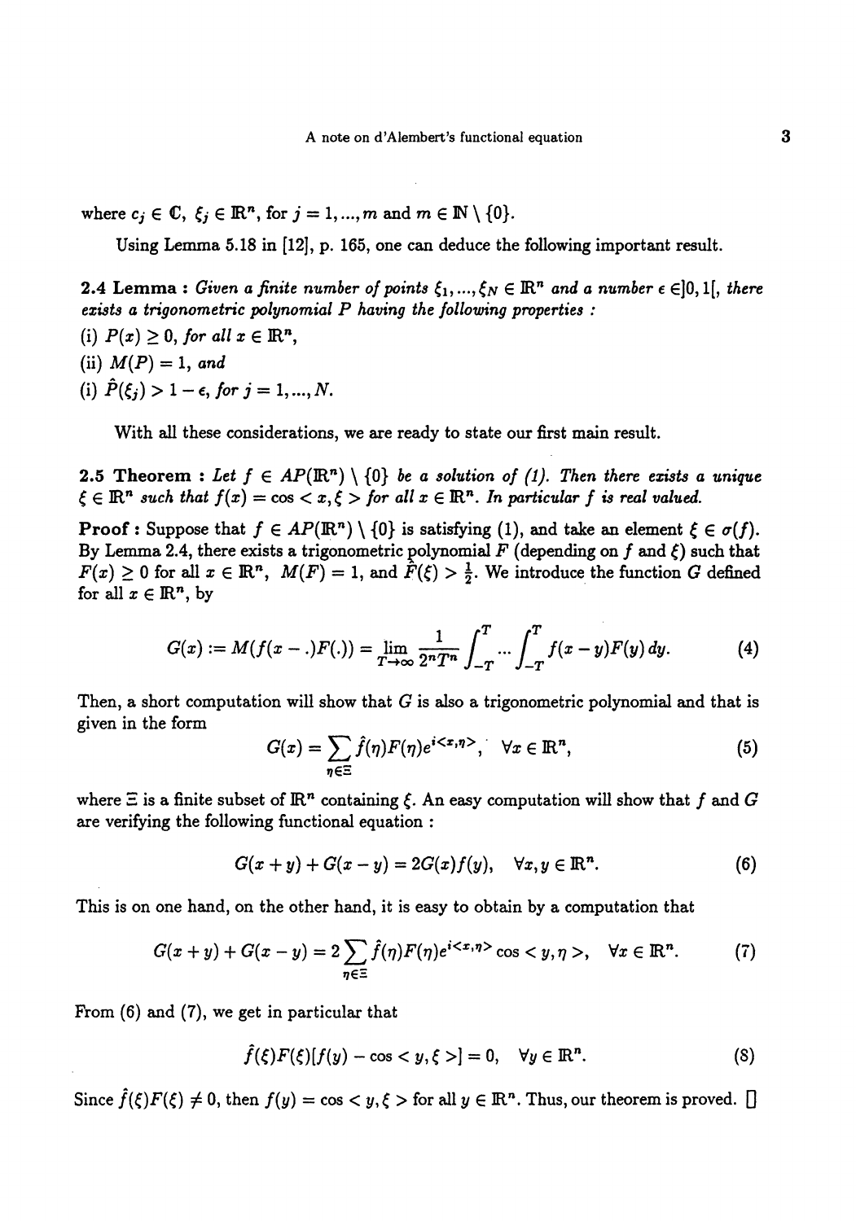where $c_j \in \mathbb{C}$, $\xi_j \in \mathbb{R}^n$, for $j = 1, ..., m$ and $m \in \mathbb{N} \setminus \{0\}$.

Using Lemma 5.18 in [12], p. 165, one can deduce the following important result.

**2.4 Lemma :** *Given a finite number of points $\xi_1, ..., \xi_N \in \mathbb{R}^n$ and a number $\epsilon \in ]0, 1[$, there exists a trigonometric polynomial $P$ having the following properties :*

*(i) $P(x) \geq 0$, for all $x \in \mathbb{R}^n$,*

*(ii) $M(P) = 1$, and*

*(i) $\hat{P}(\xi_j) > 1 - \epsilon$, for $j = 1, ..., N$.*

With all these considerations, we are ready to state our first main result.

**2.5 Theorem :** *Let $f \in AP(\mathbb{R}^n) \setminus \{0\}$ be a solution of (1). Then there exists a unique $\xi \in \mathbb{R}^n$ such that $f(x) = \cos < x, \xi >$ for all $x \in \mathbb{R}^n$. In particular $f$ is real valued.*

**Proof :** Suppose that $f \in AP(\mathbb{R}^n) \setminus \{0\}$ is satisfying (1), and take an element $\xi \in \sigma(f)$. By Lemma 2.4, there exists a trigonometric polynomial $F$ (depending on $f$ and $\xi$) such that $F(x) \geq 0$ for all $x \in \mathbb{R}^n$, $M(F) = 1$, and $\hat{F}(\xi) > \frac{1}{2}$. We introduce the function $G$ defined for all $x \in \mathbb{R}^n$, by

$$G(x) := M(f(x - .)F(.)) = \lim_{T \to \infty} \frac{1}{2^n T^n} \int_{-T}^{T} ... \int_{-T}^{T} f(x - y)F(y)\, dy. \tag{4}$$

Then, a short computation will show that $G$ is also a trigonometric polynomial and that is given in the form

$$G(x) = \sum_{\eta \in \Xi} \hat{f}(\eta)F(\eta)e^{i<x,\eta>}, \quad \forall x \in \mathbb{R}^n, \tag{5}$$

where $\Xi$ is a finite subset of $\mathbb{R}^n$ containing $\xi$. An easy computation will show that $f$ and $G$ are verifying the following functional equation :

$$G(x + y) + G(x - y) = 2G(x)f(y), \quad \forall x, y \in \mathbb{R}^n. \tag{6}$$

This is on one hand, on the other hand, it is easy to obtain by a computation that

$$G(x + y) + G(x - y) = 2 \sum_{\eta \in \Xi} \hat{f}(\eta)F(\eta)e^{i<x,\eta>} \cos < y, \eta >, \quad \forall x \in \mathbb{R}^n. \tag{7}$$

From (6) and (7), we get in particular that

$$\hat{f}(\xi)F(\xi)[f(y) - \cos < y, \xi >] = 0, \quad \forall y \in \mathbb{R}^n. \tag{8}$$

Since $\hat{f}(\xi)F(\xi) \neq 0$, then $f(y) = \cos < y, \xi >$ for all $y \in \mathbb{R}^n$. Thus, our theorem is proved. $\square$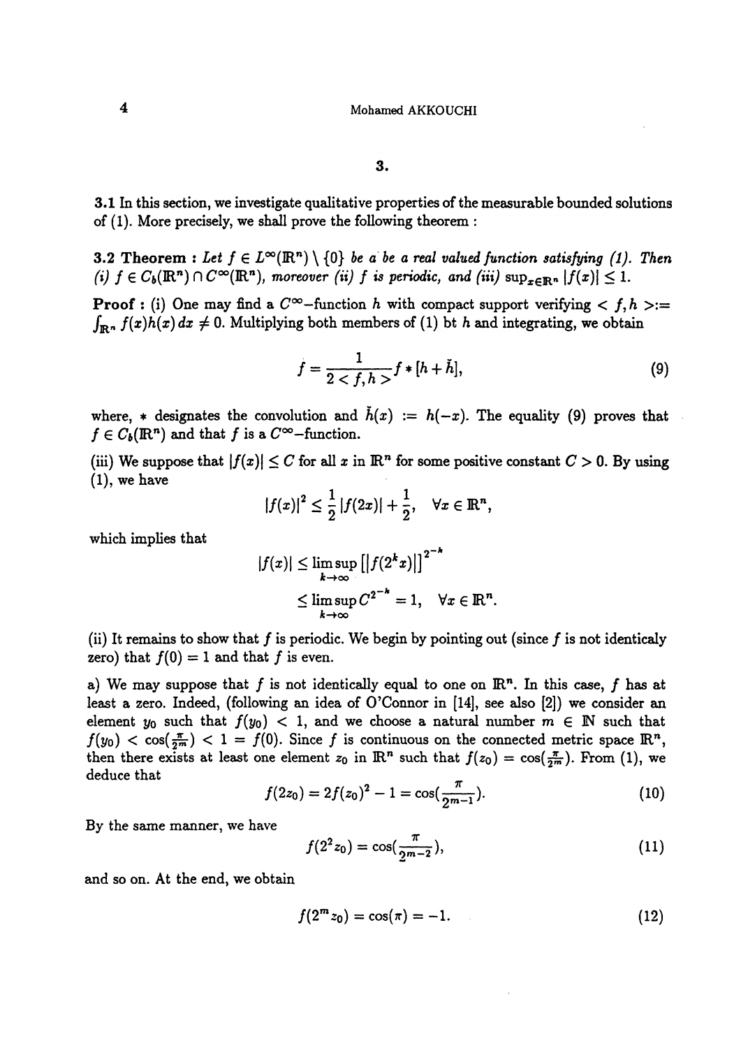## 3.

**3.1** In this section, we investigate qualitative properties of the measurable bounded solutions of (1). More precisely, we shall prove the following theorem :

**3.2 Theorem :** *Let $f \in L^\infty(\mathbb{R}^n) \setminus \{0\}$ be a be a real valued function satisfying (1). Then (i) $f \in C_b(\mathbb{R}^n) \cap C^\infty(\mathbb{R}^n)$, moreover (ii) $f$ is periodic, and (iii) $\sup_{x\in\mathbb{R}^n} |f(x)| \leq 1$.*

**Proof :** (i) One may find a $C^\infty$−function $h$ with compact support verifying $< f, h >:= \int_{\mathbb{R}^n} f(x)h(x)\,dx \neq 0$. Multiplying both members of (1) bt $h$ and integrating, we obtain

$$f = \frac{1}{2 < f, h >} f * [h + \check{h}], \tag{9}$$

where, $*$ designates the convolution and $\check{h}(x) := h(-x)$. The equality (9) proves that $f \in C_b(\mathbb{R}^n)$ and that $f$ is a $C^\infty$−function.

(iii) We suppose that $|f(x)| \leq C$ for all $x$ in $\mathbb{R}^n$ for some positive constant $C > 0$. By using (1), we have

$$|f(x)|^2 \leq \frac{1}{2}|f(2x)| + \frac{1}{2}, \quad \forall x \in \mathbb{R}^n,$$

which implies that

$$\begin{aligned} |f(x)| &\leq \limsup_{k\to\infty} \left[|f(2^k x)|\right]^{2^{-k}} \\ &\leq \limsup_{k\to\infty} C^{2^{-k}} = 1, \quad \forall x \in \mathbb{R}^n. \end{aligned}$$

(ii) It remains to show that $f$ is periodic. We begin by pointing out (since $f$ is not identicaly zero) that $f(0) = 1$ and that $f$ is even.

a) We may suppose that $f$ is not identically equal to one on $\mathbb{R}^n$. In this case, $f$ has at least a zero. Indeed, (following an idea of O'Connor in [14], see also [2]) we consider an element $y_0$ such that $f(y_0) < 1$, and we choose a natural number $m \in \mathbb{N}$ such that $f(y_0) < \cos(\frac{\pi}{2^m}) < 1 = f(0)$. Since $f$ is continuous on the connected metric space $\mathbb{R}^n$, then there exists at least one element $z_0$ in $\mathbb{R}^n$ such that $f(z_0) = \cos(\frac{\pi}{2^m})$. From (1), we deduce that

$$f(2z_0) = 2f(z_0)^2 - 1 = \cos(\frac{\pi}{2^{m-1}}). \tag{10}$$

By the same manner, we have

$$f(2^2 z_0) = \cos(\frac{\pi}{2^{m-2}}), \tag{11}$$

and so on. At the end, we obtain

$$f(2^m z_0) = \cos(\pi) = -1. \tag{12}$$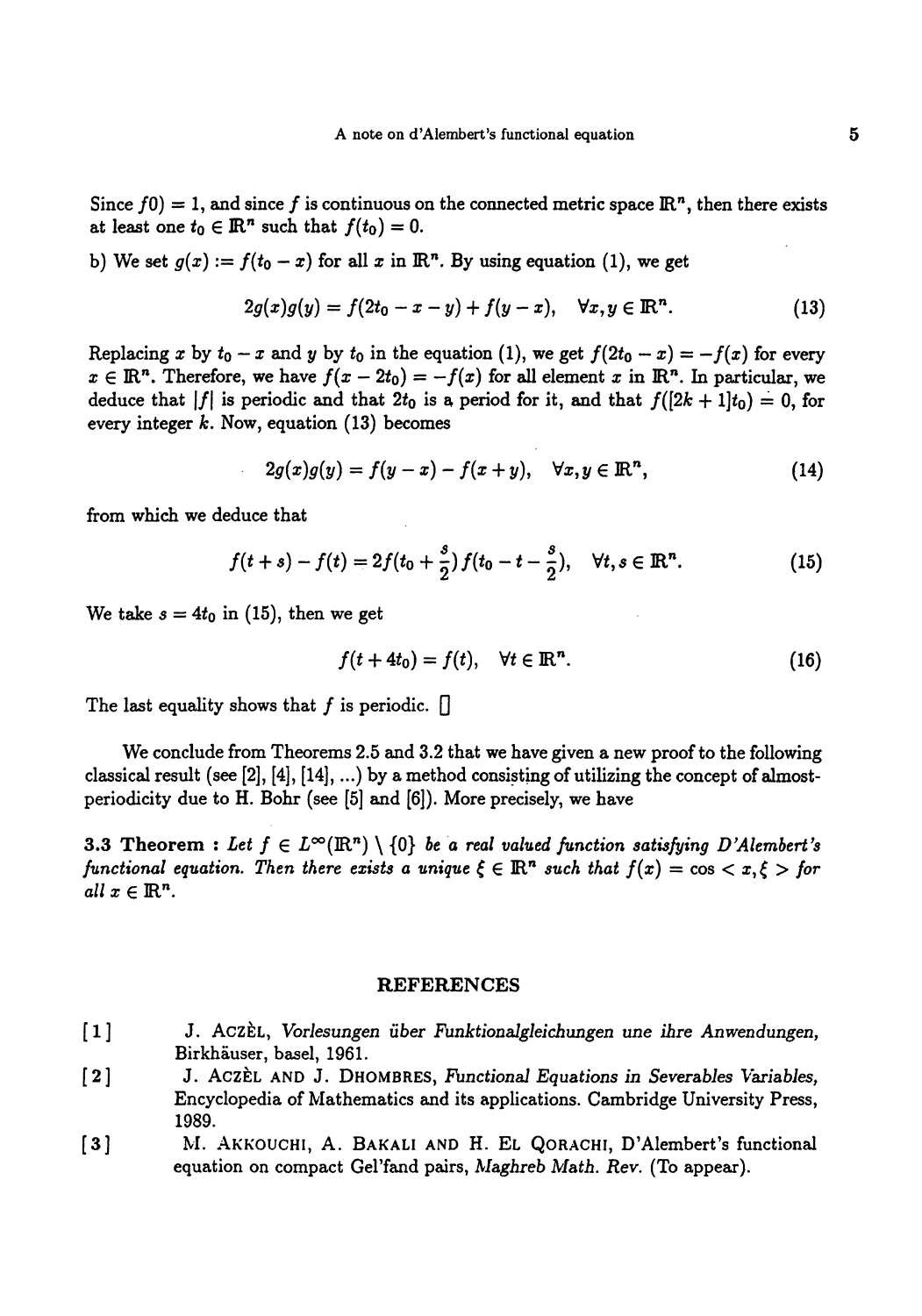Since $f0) = 1$, and since $f$ is continuous on the connected metric space $\mathbb{R}^n$, then there exists at least one $t_0 \in \mathbb{R}^n$ such that $f(t_0) = 0$.

b) We set $g(x) := f(t_0 - x)$ for all $x$ in $\mathbb{R}^n$. By using equation (1), we get

$$2g(x)g(y) = f(2t_0 - x - y) + f(y - x), \quad \forall x, y \in \mathbb{R}^n. \tag{13}$$

Replacing $x$ by $t_0 - x$ and $y$ by $t_0$ in the equation (1), we get $f(2t_0 - x) = -f(x)$ for every $x \in \mathbb{R}^n$. Therefore, we have $f(x - 2t_0) = -f(x)$ for all element $x$ in $\mathbb{R}^n$. In particular, we deduce that $|f|$ is periodic and that $2t_0$ is a period for it, and that $f([2k+1]t_0) = 0$, for every integer $k$. Now, equation (13) becomes

$$2g(x)g(y) = f(y - x) - f(x + y), \quad \forall x, y \in \mathbb{R}^n, \tag{14}$$

from which we deduce that

$$f(t + s) - f(t) = 2f(t_0 + \frac{s}{2})f(t_0 - t - \frac{s}{2}), \quad \forall t, s \in \mathbb{R}^n. \tag{15}$$

We take $s = 4t_0$ in (15), then we get

$$f(t + 4t_0) = f(t), \quad \forall t \in \mathbb{R}^n. \tag{16}$$

The last equality shows that $f$ is periodic. $\square$

We conclude from Theorems 2.5 and 3.2 that we have given a new proof to the following classical result (see [2], [4], [14], ...) by a method consisting of utilizing the concept of almost-periodicity due to H. Bohr (see [5] and [6]). More precisely, we have

**3.3 Theorem :** *Let $f \in L^\infty(\mathbb{R}^n) \setminus \{0\}$ be a real valued function satisfying D'Alembert's functional equation. Then there exists a unique $\xi \in \mathbb{R}^n$ such that $f(x) = \cos < x, \xi >$ for all $x \in \mathbb{R}^n$.*

## REFERENCES

[1] J. Aczèl, *Vorlesungen über Funktionalgleichungen une ihre Anwendungen*, Birkhäuser, basel, 1961.

[2] J. Aczèl and J. Dhombres, *Functional Equations in Severables Variables*, Encyclopedia of Mathematics and its applications. Cambridge University Press, 1989.

[3] M. Akkouchi, A. Bakali and H. El Qorachi, D'Alembert's functional equation on compact Gel'fand pairs, *Maghreb Math. Rev.* (To appear).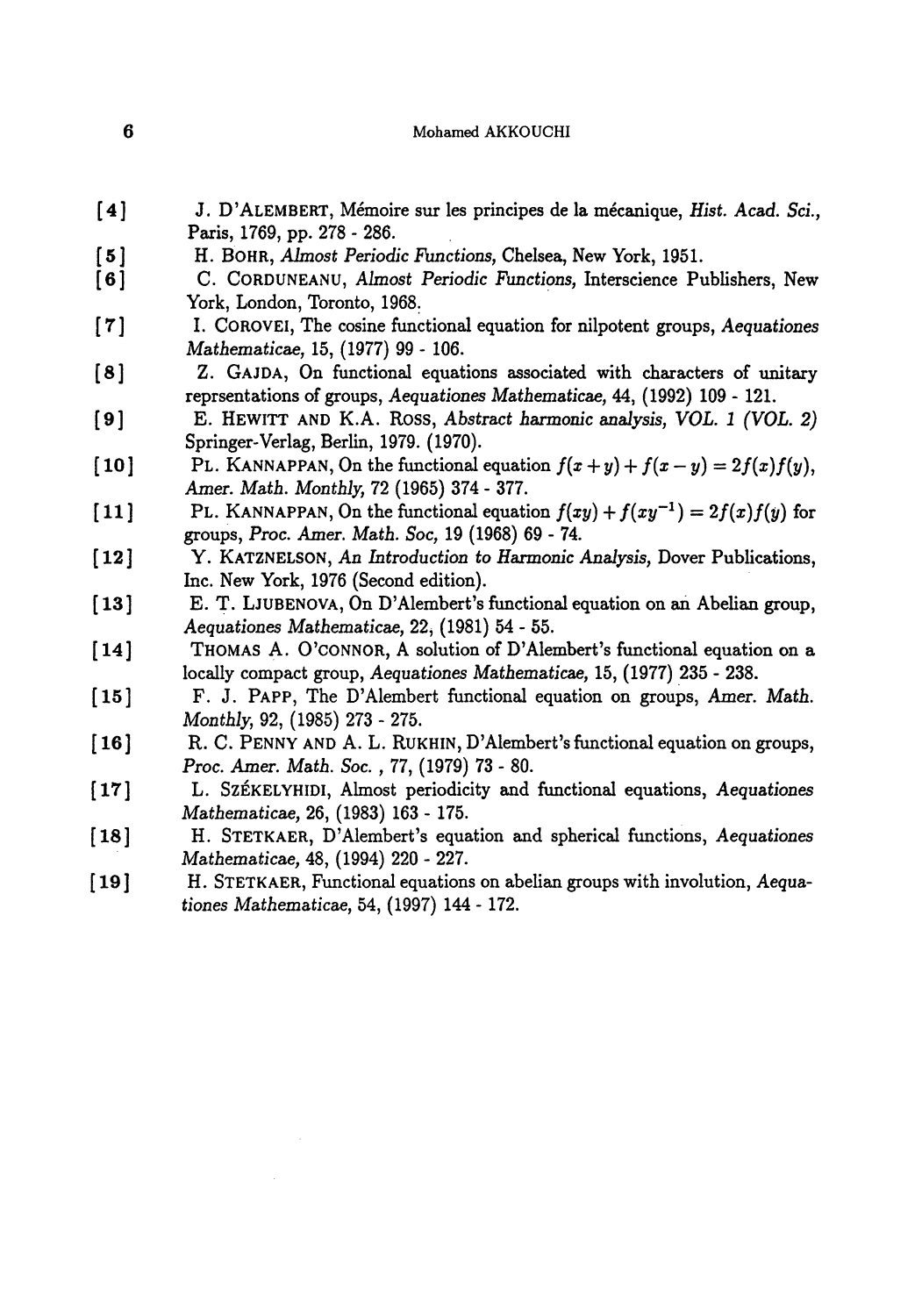[4] J. D'ALEMBERT, Mémoire sur les principes de la mécanique, *Hist. Acad. Sci.*, Paris, 1769, pp. 278 - 286.

[5] H. BOHR, *Almost Periodic Functions*, Chelsea, New York, 1951.

[6] C. CORDUNEANU, *Almost Periodic Functions*, Interscience Publishers, New York, London, Toronto, 1968.

[7] I. COROVEI, The cosine functional equation for nilpotent groups, *Aequationes Mathematicae*, 15, (1977) 99 - 106.

[8] Z. GAJDA, On functional equations associated with characters of unitary reprsentations of groups, *Aequationes Mathematicae*, 44, (1992) 109 - 121.

[9] E. HEWITT AND K.A. ROSS, *Abstract harmonic analysis, VOL. 1 (VOL. 2)* Springer-Verlag, Berlin, 1979. (1970).

[10] PL. KANNAPPAN, On the functional equation $f(x+y)+f(x-y)=2f(x)f(y)$, *Amer. Math. Monthly*, 72 (1965) 374 - 377.

[11] PL. KANNAPPAN, On the functional equation $f(xy)+f(xy^{-1})=2f(x)f(y)$ for groups, *Proc. Amer. Math. Soc*, 19 (1968) 69 - 74.

[12] Y. KATZNELSON, *An Introduction to Harmonic Analysis*, Dover Publications, Inc. New York, 1976 (Second edition).

[13] E. T. LJUBENOVA, On D'Alembert's functional equation on an Abelian group, *Aequationes Mathematicae*, 22, (1981) 54 - 55.

[14] THOMAS A. O'CONNOR, A solution of D'Alembert's functional equation on a locally compact group, *Aequationes Mathematicae*, 15, (1977) 235 - 238.

[15] F. J. PAPP, The D'Alembert functional equation on groups, *Amer. Math. Monthly*, 92, (1985) 273 - 275.

[16] R. C. PENNY AND A. L. RUKHIN, D'Alembert's functional equation on groups, *Proc. Amer. Math. Soc.* , 77, (1979) 73 - 80.

[17] L. SZÉKELYHIDI, Almost periodicity and functional equations, *Aequationes Mathematicae*, 26, (1983) 163 - 175.

[18] H. STETKAER, D'Alembert's equation and spherical functions, *Aequationes Mathematicae*, 48, (1994) 220 - 227.

[19] H. STETKAER, Functional equations on abelian groups with involution, *Aequationes Mathematicae*, 54, (1997) 144 - 172.